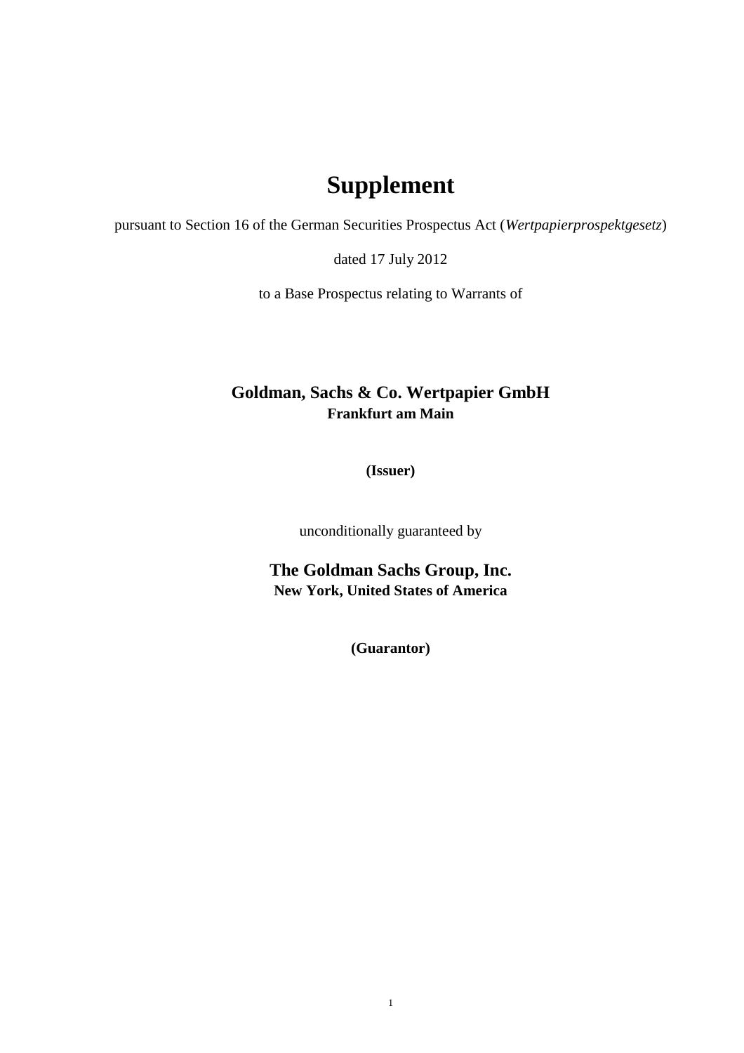# Supplement

pursuant to Section 16 of the German Securities Prospectus Act (*Wertpapierprospektgesetz*)

dated 17 July 2012

to a Base Prospectus relating to Warrants of

**Goldman, Sachs & Co. Wertpapier GmbH**
**Frankfurt am Main**

**(Issuer)**

unconditionally guaranteed by

**The Goldman Sachs Group, Inc.**
**New York, United States of America**

**(Guarantor)**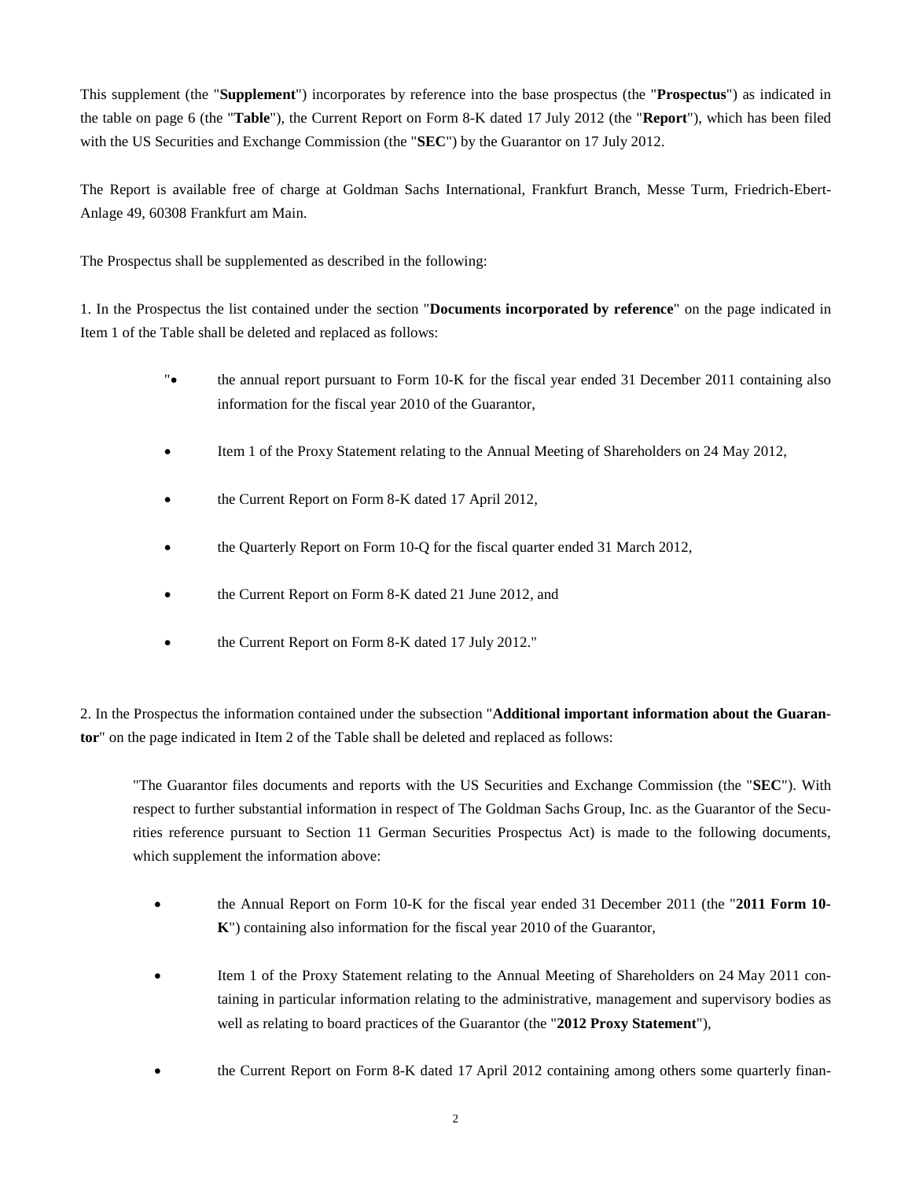This supplement (the "**Supplement**") incorporates by reference into the base prospectus (the "**Prospectus**") as indicated in the table on page 6 (the "**Table**"), the Current Report on Form 8-K dated 17 July 2012 (the "**Report**"), which has been filed with the US Securities and Exchange Commission (the "**SEC**") by the Guarantor on 17 July 2012.

The Report is available free of charge at Goldman Sachs International, Frankfurt Branch, Messe Turm, Friedrich-Ebert-Anlage 49, 60308 Frankfurt am Main.

The Prospectus shall be supplemented as described in the following:

1. In the Prospectus the list contained under the section "**Documents incorporated by reference**" on the page indicated in Item 1 of the Table shall be deleted and replaced as follows:

"• the annual report pursuant to Form 10-K for the fiscal year ended 31 December 2011 containing also information for the fiscal year 2010 of the Guarantor,

- Item 1 of the Proxy Statement relating to the Annual Meeting of Shareholders on 24 May 2012,
- the Current Report on Form 8-K dated 17 April 2012,
- the Quarterly Report on Form 10-Q for the fiscal quarter ended 31 March 2012,
- the Current Report on Form 8-K dated 21 June 2012, and
- the Current Report on Form 8-K dated 17 July 2012."

2. In the Prospectus the information contained under the subsection "**Additional important information about the Guarantor**" on the page indicated in Item 2 of the Table shall be deleted and replaced as follows:

"The Guarantor files documents and reports with the US Securities and Exchange Commission (the "**SEC**"). With respect to further substantial information in respect of The Goldman Sachs Group, Inc. as the Guarantor of the Securities reference pursuant to Section 11 German Securities Prospectus Act) is made to the following documents, which supplement the information above:

- the Annual Report on Form 10-K for the fiscal year ended 31 December 2011 (the "**2011 Form 10-K**") containing also information for the fiscal year 2010 of the Guarantor,
- Item 1 of the Proxy Statement relating to the Annual Meeting of Shareholders on 24 May 2011 containing in particular information relating to the administrative, management and supervisory bodies as well as relating to board practices of the Guarantor (the "**2012 Proxy Statement**"),
- the Current Report on Form 8-K dated 17 April 2012 containing among others some quarterly finan-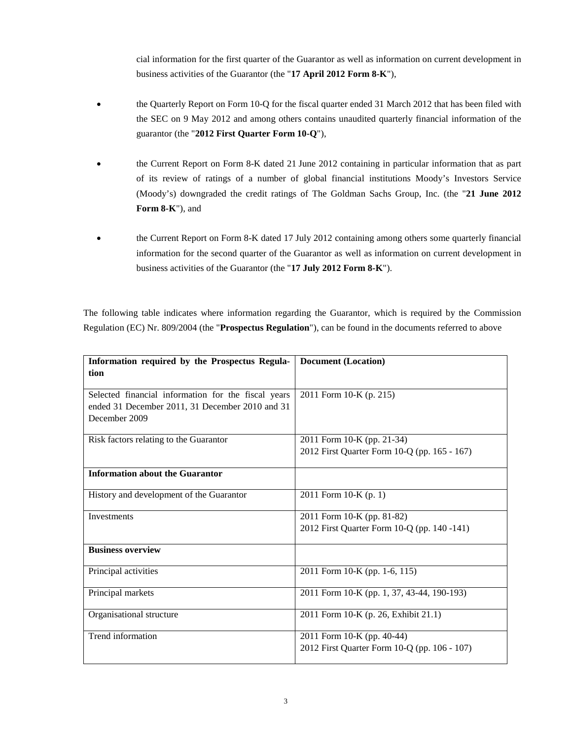cial information for the first quarter of the Guarantor as well as information on current development in business activities of the Guarantor (the "**17 April 2012 Form 8-K**"),

- the Quarterly Report on Form 10-Q for the fiscal quarter ended 31 March 2012 that has been filed with the SEC on 9 May 2012 and among others contains unaudited quarterly financial information of the guarantor (the "**2012 First Quarter Form 10-Q**"),
- the Current Report on Form 8-K dated 21 June 2012 containing in particular information that as part of its review of ratings of a number of global financial institutions Moody's Investors Service (Moody's) downgraded the credit ratings of The Goldman Sachs Group, Inc. (the "**21 June 2012 Form 8-K**"), and
- the Current Report on Form 8-K dated 17 July 2012 containing among others some quarterly financial information for the second quarter of the Guarantor as well as information on current development in business activities of the Guarantor (the "**17 July 2012 Form 8-K**").

The following table indicates where information regarding the Guarantor, which is required by the Commission Regulation (EC) Nr. 809/2004 (the "**Prospectus Regulation**"), can be found in the documents referred to above

| **Information required by the Prospectus Regulation** | **Document (Location)** |
| --- | --- |
| Selected financial information for the fiscal years ended 31 December 2011, 31 December 2010 and 31 December 2009 | 2011 Form 10-K (p. 215) |
| Risk factors relating to the Guarantor | 2011 Form 10-K (pp. 21-34)<br>2012 First Quarter Form 10-Q (pp. 165 - 167) |
| **Information about the Guarantor** | |
| History and development of the Guarantor | 2011 Form 10-K (p. 1) |
| Investments | 2011 Form 10-K (pp. 81-82)<br>2012 First Quarter Form 10-Q (pp. 140 -141) |
| **Business overview** | |
| Principal activities | 2011 Form 10-K (pp. 1-6, 115) |
| Principal markets | 2011 Form 10-K (pp. 1, 37, 43-44, 190-193) |
| Organisational structure | 2011 Form 10-K (p. 26, Exhibit 21.1) |
| Trend information | 2011 Form 10-K (pp. 40-44)<br>2012 First Quarter Form 10-Q (pp. 106 - 107) |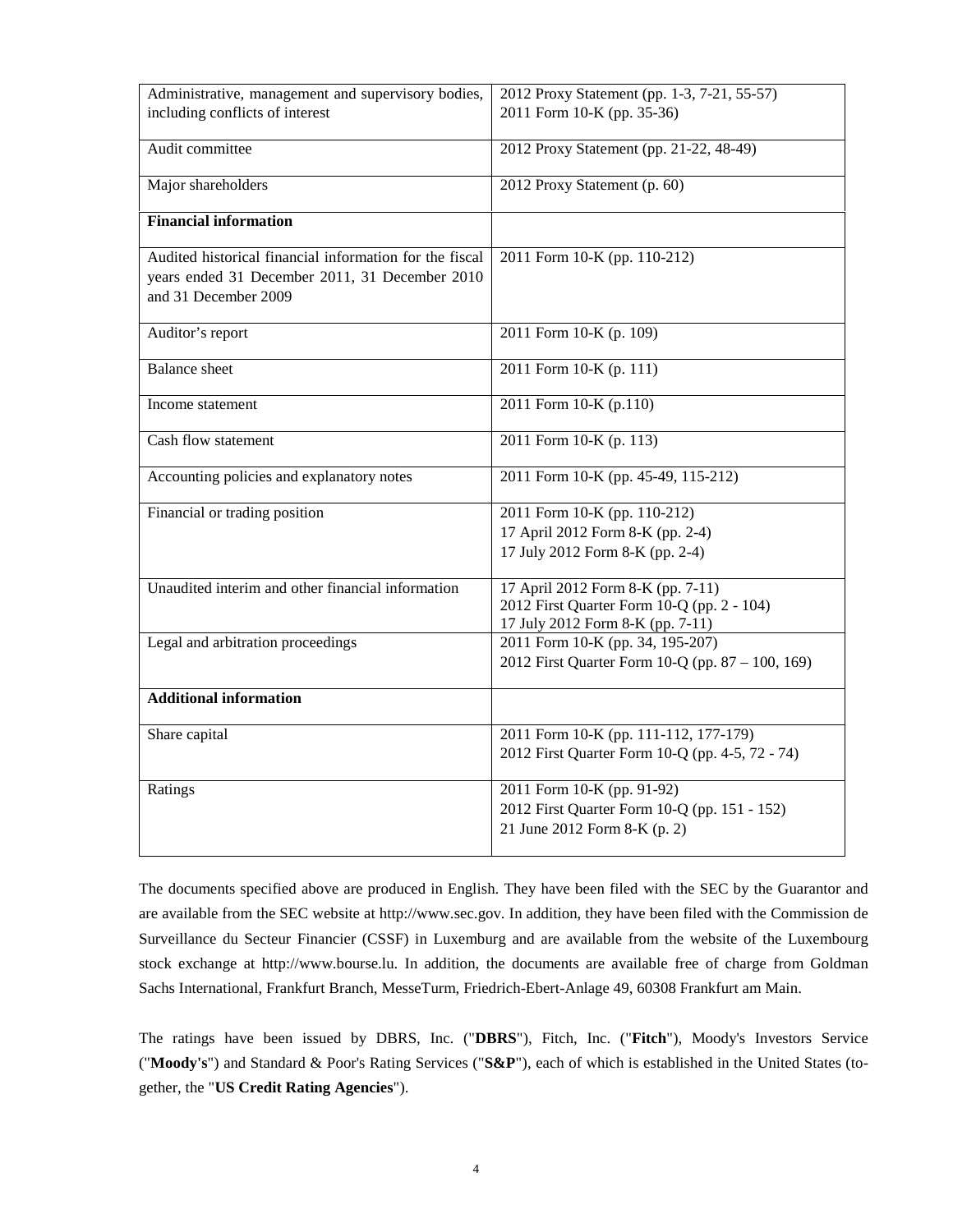| | |
|---|---|
| Administrative, management and supervisory bodies, including conflicts of interest | 2012 Proxy Statement (pp. 1-3, 7-21, 55-57)<br>2011 Form 10-K (pp. 35-36) |
| Audit committee | 2012 Proxy Statement (pp. 21-22, 48-49) |
| Major shareholders | 2012 Proxy Statement (p. 60) |
| **Financial information** | |
| Audited historical financial information for the fiscal years ended 31 December 2011, 31 December 2010 and 31 December 2009 | 2011 Form 10-K (pp. 110-212) |
| Auditor's report | 2011 Form 10-K (p. 109) |
| Balance sheet | 2011 Form 10-K (p. 111) |
| Income statement | 2011 Form 10-K (p.110) |
| Cash flow statement | 2011 Form 10-K (p. 113) |
| Accounting policies and explanatory notes | 2011 Form 10-K (pp. 45-49, 115-212) |
| Financial or trading position | 2011 Form 10-K (pp. 110-212)<br>17 April 2012 Form 8-K (pp. 2-4)<br>17 July 2012 Form 8-K (pp. 2-4) |
| Unaudited interim and other financial information | 17 April 2012 Form 8-K (pp. 7-11)<br>2012 First Quarter Form 10-Q (pp. 2 - 104)<br>17 July 2012 Form 8-K (pp. 7-11) |
| Legal and arbitration proceedings | 2011 Form 10-K (pp. 34, 195-207)<br>2012 First Quarter Form 10-Q (pp. 87 – 100, 169) |
| **Additional information** | |
| Share capital | 2011 Form 10-K (pp. 111-112, 177-179)<br>2012 First Quarter Form 10-Q (pp. 4-5, 72 - 74) |
| Ratings | 2011 Form 10-K (pp. 91-92)<br>2012 First Quarter Form 10-Q (pp. 151 - 152)<br>21 June 2012 Form 8-K (p. 2) |

The documents specified above are produced in English. They have been filed with the SEC by the Guarantor and are available from the SEC website at http://www.sec.gov. In addition, they have been filed with the Commission de Surveillance du Secteur Financier (CSSF) in Luxemburg and are available from the website of the Luxembourg stock exchange at http://www.bourse.lu. In addition, the documents are available free of charge from Goldman Sachs International, Frankfurt Branch, MesseTurm, Friedrich-Ebert-Anlage 49, 60308 Frankfurt am Main.

The ratings have been issued by DBRS, Inc. ("**DBRS**"), Fitch, Inc. ("**Fitch**"), Moody's Investors Service ("**Moody's**") and Standard & Poor's Rating Services ("**S&P**"), each of which is established in the United States (together, the "**US Credit Rating Agencies**").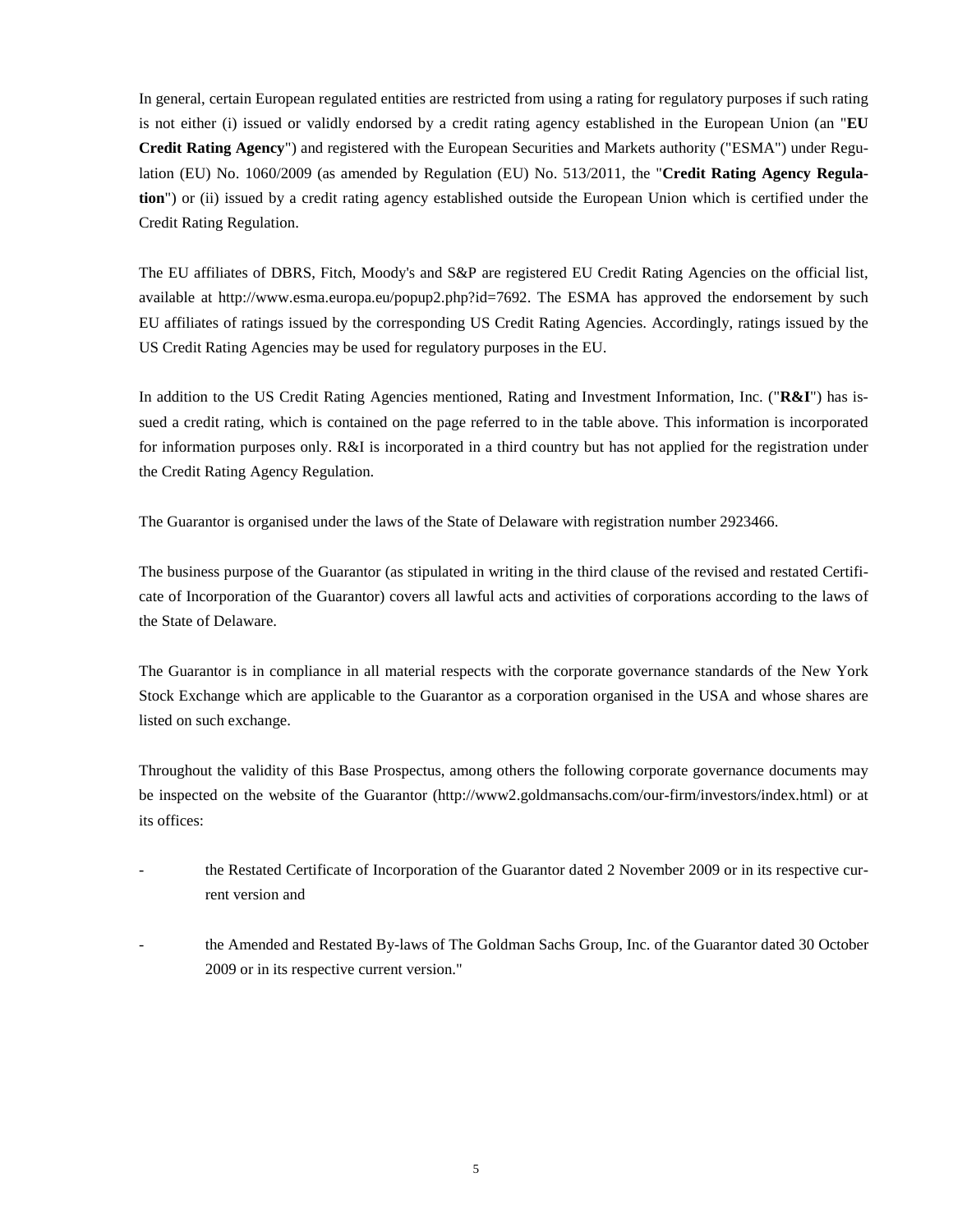In general, certain European regulated entities are restricted from using a rating for regulatory purposes if such rating is not either (i) issued or validly endorsed by a credit rating agency established in the European Union (an "**EU Credit Rating Agency**") and registered with the European Securities and Markets authority ("ESMA") under Regulation (EU) No. 1060/2009 (as amended by Regulation (EU) No. 513/2011, the "**Credit Rating Agency Regulation**") or (ii) issued by a credit rating agency established outside the European Union which is certified under the Credit Rating Regulation.

The EU affiliates of DBRS, Fitch, Moody's and S&P are registered EU Credit Rating Agencies on the official list, available at http://www.esma.europa.eu/popup2.php?id=7692. The ESMA has approved the endorsement by such EU affiliates of ratings issued by the corresponding US Credit Rating Agencies. Accordingly, ratings issued by the US Credit Rating Agencies may be used for regulatory purposes in the EU.

In addition to the US Credit Rating Agencies mentioned, Rating and Investment Information, Inc. ("**R&I**") has issued a credit rating, which is contained on the page referred to in the table above. This information is incorporated for information purposes only. R&I is incorporated in a third country but has not applied for the registration under the Credit Rating Agency Regulation.

The Guarantor is organised under the laws of the State of Delaware with registration number 2923466.

The business purpose of the Guarantor (as stipulated in writing in the third clause of the revised and restated Certificate of Incorporation of the Guarantor) covers all lawful acts and activities of corporations according to the laws of the State of Delaware.

The Guarantor is in compliance in all material respects with the corporate governance standards of the New York Stock Exchange which are applicable to the Guarantor as a corporation organised in the USA and whose shares are listed on such exchange.

Throughout the validity of this Base Prospectus, among others the following corporate governance documents may be inspected on the website of the Guarantor (http://www2.goldmansachs.com/our-firm/investors/index.html) or at its offices:

- the Restated Certificate of Incorporation of the Guarantor dated 2 November 2009 or in its respective current version and

- the Amended and Restated By-laws of The Goldman Sachs Group, Inc. of the Guarantor dated 30 October 2009 or in its respective current version."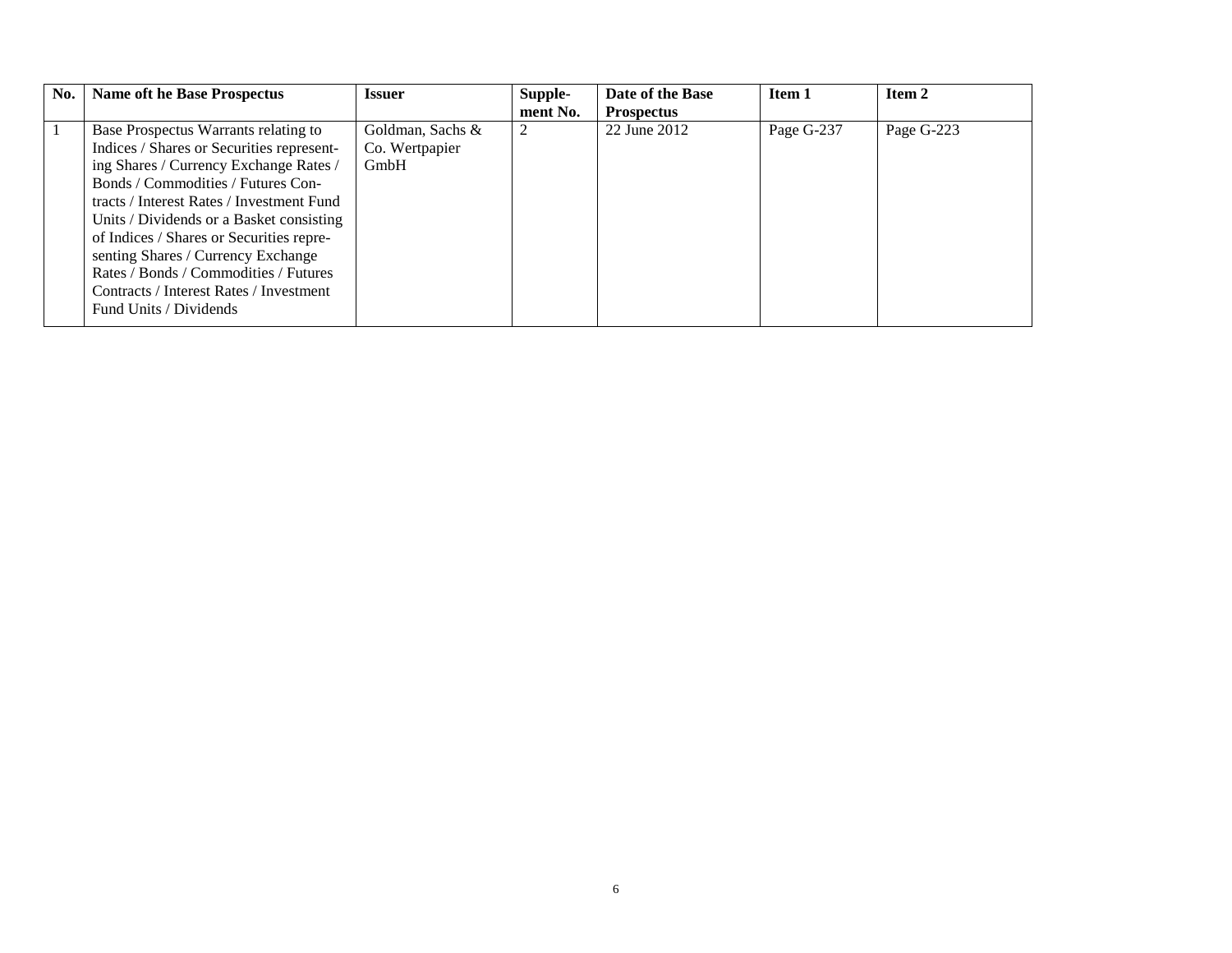| No. | Name oft he Base Prospectus | Issuer | Supple-ment No. | Date of the Base Prospectus | Item 1 | Item 2 |
|---|---|---|---|---|---|---|
| 1 | Base Prospectus Warrants relating to Indices / Shares or Securities representing Shares / Currency Exchange Rates / Bonds / Commodities / Futures Contracts / Interest Rates / Investment Fund Units / Dividends or a Basket consisting of Indices / Shares or Securities representing Shares / Currency Exchange Rates / Bonds / Commodities / Futures Contracts / Interest Rates / Investment Fund Units / Dividends | Goldman, Sachs & Co. Wertpapier GmbH | 2 | 22 June 2012 | Page G-237 | Page G-223 |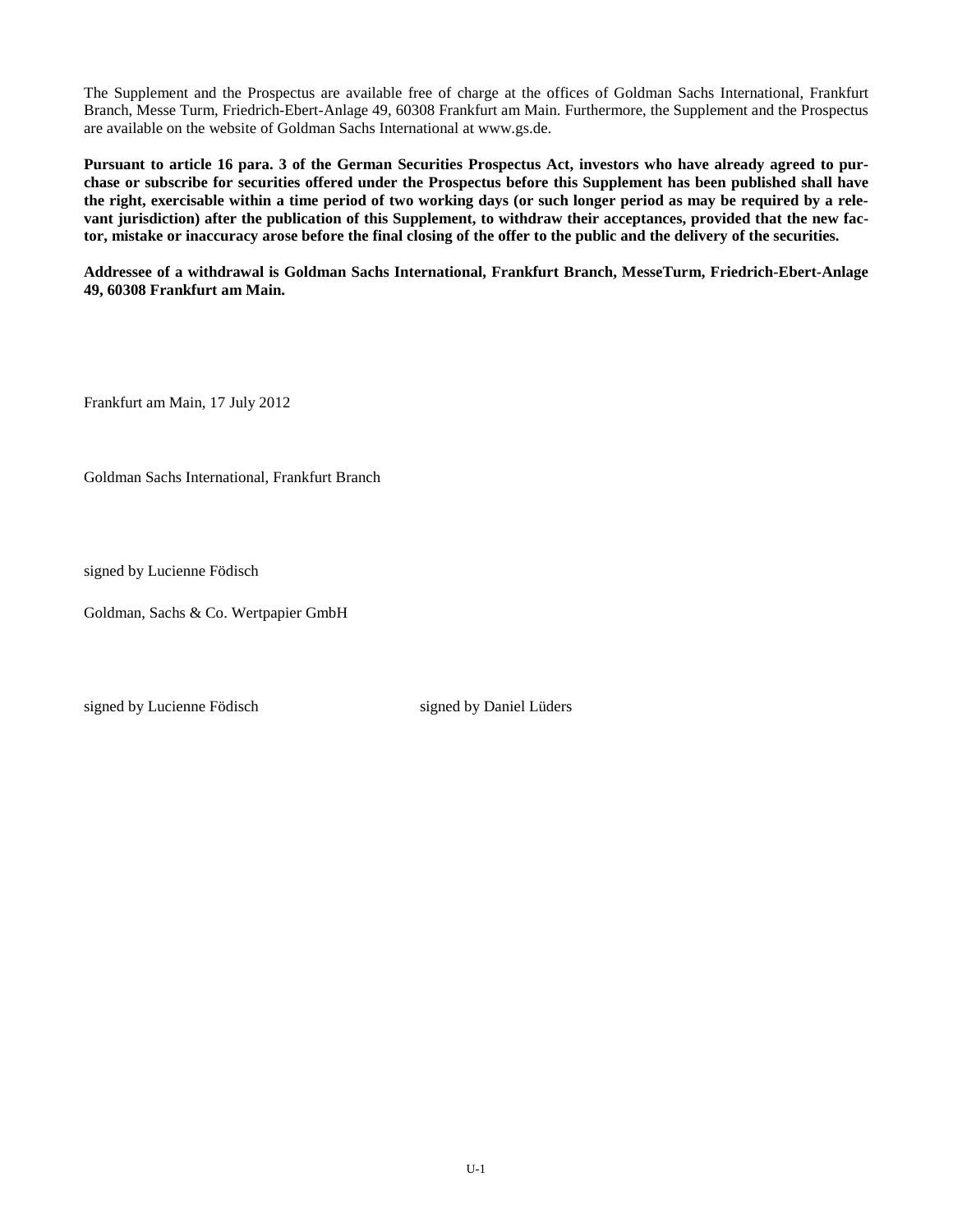The Supplement and the Prospectus are available free of charge at the offices of Goldman Sachs International, Frankfurt Branch, Messe Turm, Friedrich-Ebert-Anlage 49, 60308 Frankfurt am Main. Furthermore, the Supplement and the Prospectus are available on the website of Goldman Sachs International at www.gs.de.

**Pursuant to article 16 para. 3 of the German Securities Prospectus Act, investors who have already agreed to purchase or subscribe for securities offered under the Prospectus before this Supplement has been published shall have the right, exercisable within a time period of two working days (or such longer period as may be required by a relevant jurisdiction) after the publication of this Supplement, to withdraw their acceptances, provided that the new factor, mistake or inaccuracy arose before the final closing of the offer to the public and the delivery of the securities.**

**Addressee of a withdrawal is Goldman Sachs International, Frankfurt Branch, MesseTurm, Friedrich-Ebert-Anlage 49, 60308 Frankfurt am Main.**

Frankfurt am Main, 17 July 2012

Goldman Sachs International, Frankfurt Branch

signed by Lucienne Födisch

Goldman, Sachs & Co. Wertpapier GmbH

signed by Lucienne Födisch

signed by Daniel Lüders